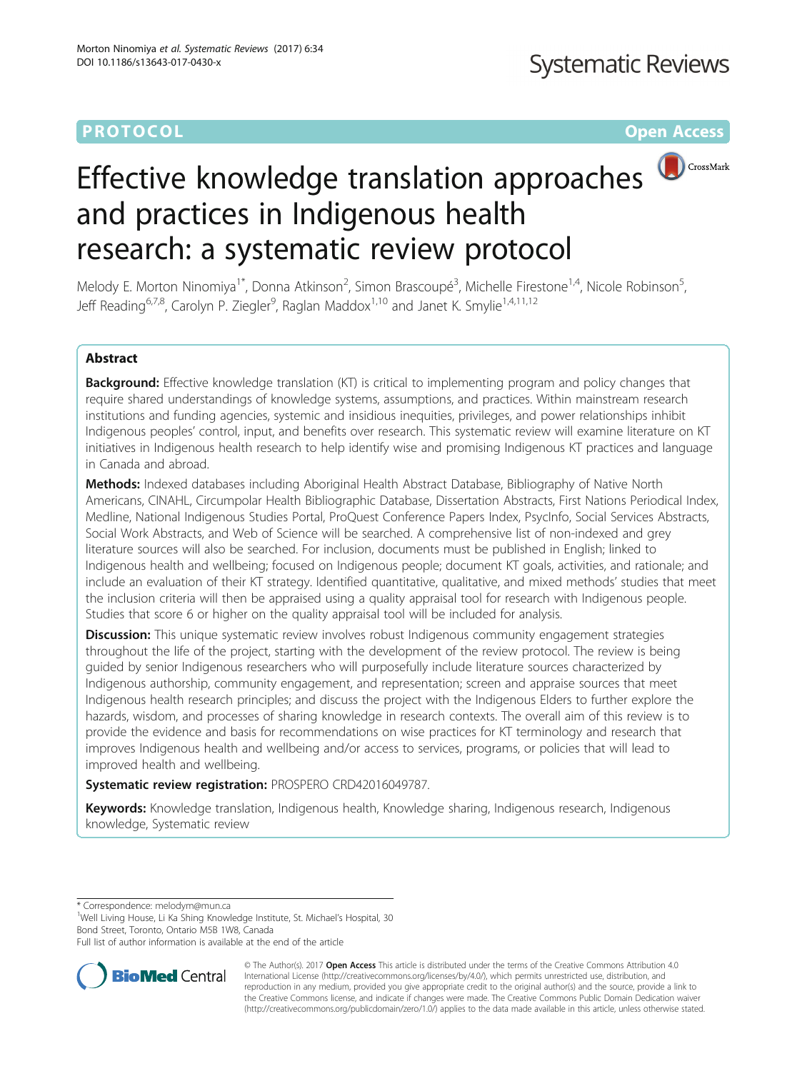PROTOCOL Open Access

# Effective knowledge translation approaches and practices in Indigenous health research: a systematic review protocol

Melody E. Morton Ninomiya[1*], Donna Atkinson[2], Simon Brascoupé[3], Michelle Firestone[1,4], Nicole Robinson[5], Jeff Reading[6,7,8], Carolyn P. Ziegler[9], Raglan Maddox[1,10] and Janet K. Smylie[1,4,11,12]

## Abstract

**Background:** Effective knowledge translation (KT) is critical to implementing program and policy changes that require shared understandings of knowledge systems, assumptions, and practices. Within mainstream research institutions and funding agencies, systemic and insidious inequities, privileges, and power relationships inhibit Indigenous peoples' control, input, and benefits over research. This systematic review will examine literature on KT initiatives in Indigenous health research to help identify wise and promising Indigenous KT practices and language in Canada and abroad.

**Methods:** Indexed databases including Aboriginal Health Abstract Database, Bibliography of Native North Americans, CINAHL, Circumpolar Health Bibliographic Database, Dissertation Abstracts, First Nations Periodical Index, Medline, National Indigenous Studies Portal, ProQuest Conference Papers Index, PsycInfo, Social Services Abstracts, Social Work Abstracts, and Web of Science will be searched. A comprehensive list of non-indexed and grey literature sources will also be searched. For inclusion, documents must be published in English; linked to Indigenous health and wellbeing; focused on Indigenous people; document KT goals, activities, and rationale; and include an evaluation of their KT strategy. Identified quantitative, qualitative, and mixed methods' studies that meet the inclusion criteria will then be appraised using a quality appraisal tool for research with Indigenous people. Studies that score 6 or higher on the quality appraisal tool will be included for analysis.

**Discussion:** This unique systematic review involves robust Indigenous community engagement strategies throughout the life of the project, starting with the development of the review protocol. The review is being guided by senior Indigenous researchers who will purposefully include literature sources characterized by Indigenous authorship, community engagement, and representation; screen and appraise sources that meet Indigenous health research principles; and discuss the project with the Indigenous Elders to further explore the hazards, wisdom, and processes of sharing knowledge in research contexts. The overall aim of this review is to provide the evidence and basis for recommendations on wise practices for KT terminology and research that improves Indigenous health and wellbeing and/or access to services, programs, or policies that will lead to improved health and wellbeing.

**Systematic review registration:** PROSPERO CRD42016049787.

**Keywords:** Knowledge translation, Indigenous health, Knowledge sharing, Indigenous research, Indigenous knowledge, Systematic review

\* Correspondence: melodym@mun.ca
[1]Well Living House, Li Ka Shing Knowledge Institute, St. Michael's Hospital, 30 Bond Street, Toronto, Ontario M5B 1W8, Canada
Full list of author information is available at the end of the article

© The Author(s). 2017 **Open Access** This article is distributed under the terms of the Creative Commons Attribution 4.0 International License (http://creativecommons.org/licenses/by/4.0/), which permits unrestricted use, distribution, and reproduction in any medium, provided you give appropriate credit to the original author(s) and the source, provide a link to the Creative Commons license, and indicate if changes were made. The Creative Commons Public Domain Dedication waiver (http://creativecommons.org/publicdomain/zero/1.0/) applies to the data made available in this article, unless otherwise stated.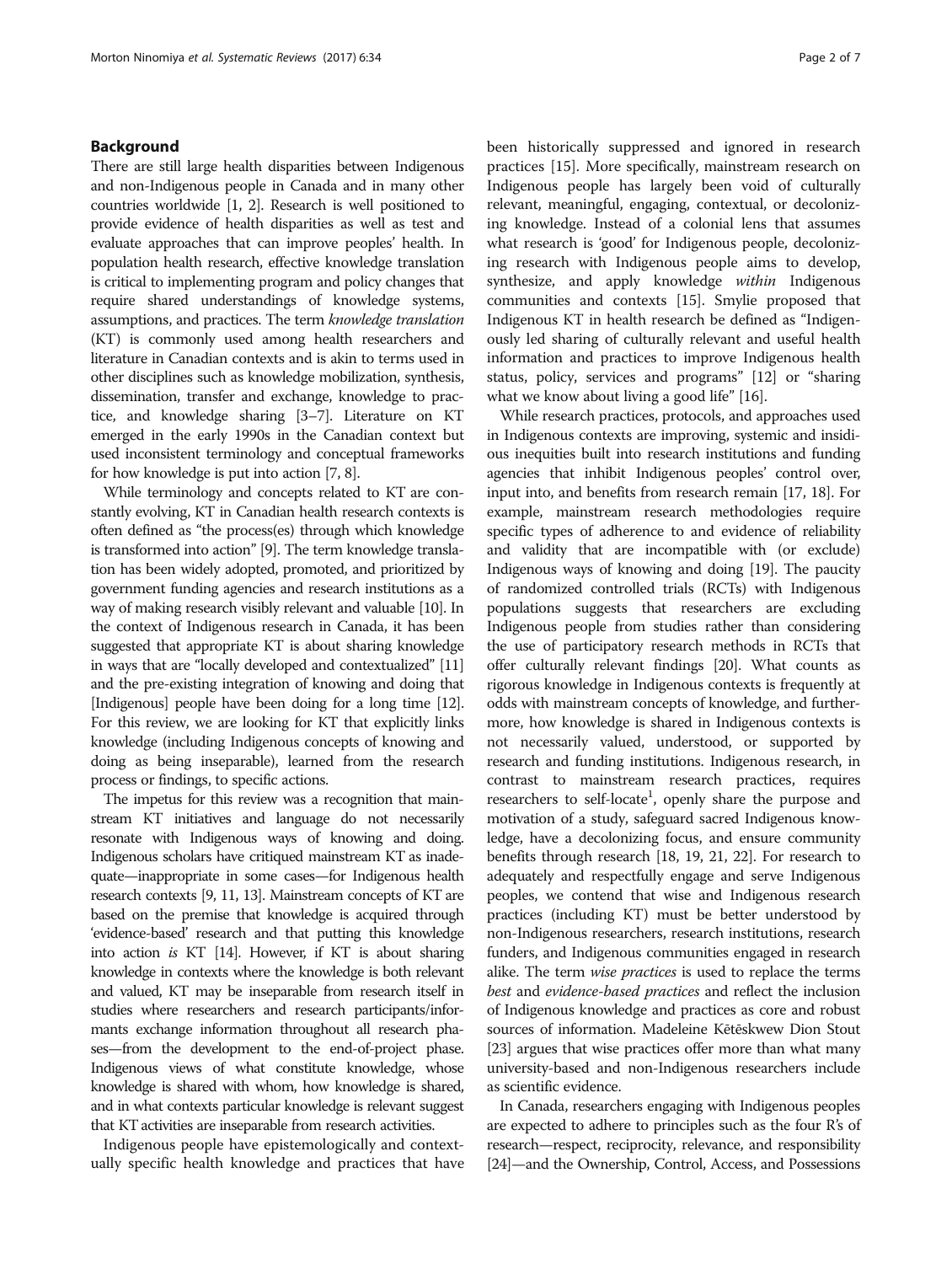## Background

There are still large health disparities between Indigenous and non-Indigenous people in Canada and in many other countries worldwide [1, 2]. Research is well positioned to provide evidence of health disparities as well as test and evaluate approaches that can improve peoples' health. In population health research, effective knowledge translation is critical to implementing program and policy changes that require shared understandings of knowledge systems, assumptions, and practices. The term *knowledge translation* (KT) is commonly used among health researchers and literature in Canadian contexts and is akin to terms used in other disciplines such as knowledge mobilization, synthesis, dissemination, transfer and exchange, knowledge to practice, and knowledge sharing [3–7]. Literature on KT emerged in the early 1990s in the Canadian context but used inconsistent terminology and conceptual frameworks for how knowledge is put into action [7, 8].

While terminology and concepts related to KT are constantly evolving, KT in Canadian health research contexts is often defined as "the process(es) through which knowledge is transformed into action" [9]. The term knowledge translation has been widely adopted, promoted, and prioritized by government funding agencies and research institutions as a way of making research visibly relevant and valuable [10]. In the context of Indigenous research in Canada, it has been suggested that appropriate KT is about sharing knowledge in ways that are "locally developed and contextualized" [11] and the pre-existing integration of knowing and doing that [Indigenous] people have been doing for a long time [12]. For this review, we are looking for KT that explicitly links knowledge (including Indigenous concepts of knowing and doing as being inseparable), learned from the research process or findings, to specific actions.

The impetus for this review was a recognition that mainstream KT initiatives and language do not necessarily resonate with Indigenous ways of knowing and doing. Indigenous scholars have critiqued mainstream KT as inadequate—inappropriate in some cases—for Indigenous health research contexts [9, 11, 13]. Mainstream concepts of KT are based on the premise that knowledge is acquired through 'evidence-based' research and that putting this knowledge into action *is* KT [14]. However, if KT is about sharing knowledge in contexts where the knowledge is both relevant and valued, KT may be inseparable from research itself in studies where researchers and research participants/informants exchange information throughout all research phases—from the development to the end-of-project phase. Indigenous views of what constitute knowledge, whose knowledge is shared with whom, how knowledge is shared, and in what contexts particular knowledge is relevant suggest that KT activities are inseparable from research activities.

Indigenous people have epistemologically and contextually specific health knowledge and practices that have been historically suppressed and ignored in research practices [15]. More specifically, mainstream research on Indigenous people has largely been void of culturally relevant, meaningful, engaging, contextual, or decolonizing knowledge. Instead of a colonial lens that assumes what research is 'good' for Indigenous people, decolonizing research with Indigenous people aims to develop, synthesize, and apply knowledge *within* Indigenous communities and contexts [15]. Smylie proposed that Indigenous KT in health research be defined as "Indigenously led sharing of culturally relevant and useful health information and practices to improve Indigenous health status, policy, services and programs" [12] or "sharing what we know about living a good life" [16].

While research practices, protocols, and approaches used in Indigenous contexts are improving, systemic and insidious inequities built into research institutions and funding agencies that inhibit Indigenous peoples' control over, input into, and benefits from research remain [17, 18]. For example, mainstream research methodologies require specific types of adherence to and evidence of reliability and validity that are incompatible with (or exclude) Indigenous ways of knowing and doing [19]. The paucity of randomized controlled trials (RCTs) with Indigenous populations suggests that researchers are excluding Indigenous people from studies rather than considering the use of participatory research methods in RCTs that offer culturally relevant findings [20]. What counts as rigorous knowledge in Indigenous contexts is frequently at odds with mainstream concepts of knowledge, and furthermore, how knowledge is shared in Indigenous contexts is not necessarily valued, understood, or supported by research and funding institutions. Indigenous research, in contrast to mainstream research practices, requires researchers to self-locate[1], openly share the purpose and motivation of a study, safeguard sacred Indigenous knowledge, have a decolonizing focus, and ensure community benefits through research [18, 19, 21, 22]. For research to adequately and respectfully engage and serve Indigenous peoples, we contend that wise and Indigenous research practices (including KT) must be better understood by non-Indigenous researchers, research institutions, research funders, and Indigenous communities engaged in research alike. The term *wise practices* is used to replace the terms *best* and *evidence-based practices* and reflect the inclusion of Indigenous knowledge and practices as core and robust sources of information. Madeleine Kētēskwew Dion Stout [23] argues that wise practices offer more than what many university-based and non-Indigenous researchers include as scientific evidence.

In Canada, researchers engaging with Indigenous peoples are expected to adhere to principles such as the four R's of research—respect, reciprocity, relevance, and responsibility [24]—and the Ownership, Control, Access, and Possessions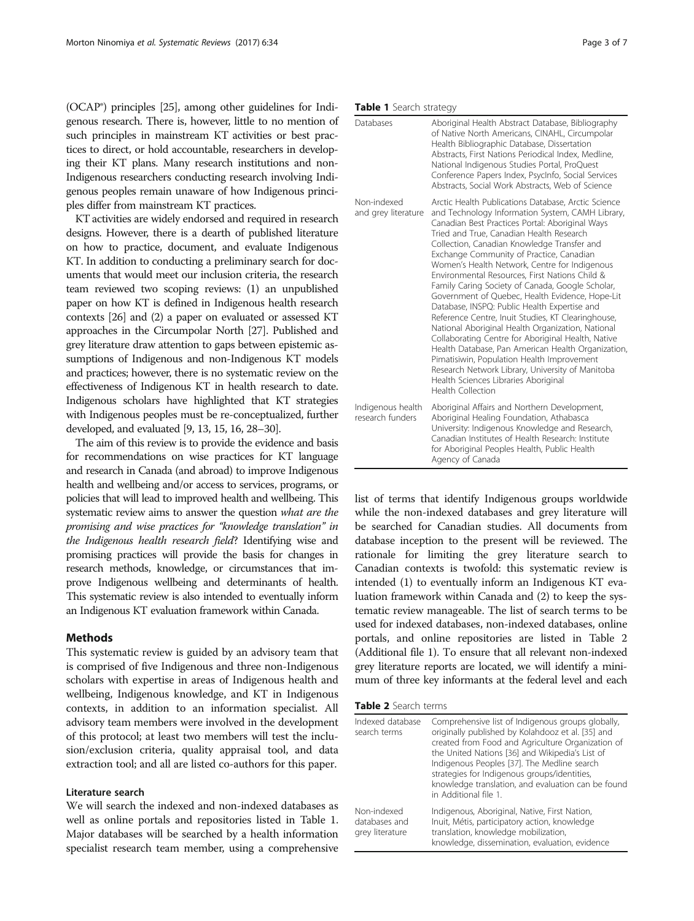(OCAP®) principles [25], among other guidelines for Indigenous research. There is, however, little to no mention of such principles in mainstream KT activities or best practices to direct, or hold accountable, researchers in developing their KT plans. Many research institutions and non-Indigenous researchers conducting research involving Indigenous peoples remain unaware of how Indigenous principles differ from mainstream KT practices.

KT activities are widely endorsed and required in research designs. However, there is a dearth of published literature on how to practice, document, and evaluate Indigenous KT. In addition to conducting a preliminary search for documents that would meet our inclusion criteria, the research team reviewed two scoping reviews: (1) an unpublished paper on how KT is defined in Indigenous health research contexts [26] and (2) a paper on evaluated or assessed KT approaches in the Circumpolar North [27]. Published and grey literature draw attention to gaps between epistemic assumptions of Indigenous and non-Indigenous KT models and practices; however, there is no systematic review on the effectiveness of Indigenous KT in health research to date. Indigenous scholars have highlighted that KT strategies with Indigenous peoples must be re-conceptualized, further developed, and evaluated [9, 13, 15, 16, 28–30].

The aim of this review is to provide the evidence and basis for recommendations on wise practices for KT language and research in Canada (and abroad) to improve Indigenous health and wellbeing and/or access to services, programs, or policies that will lead to improved health and wellbeing. This systematic review aims to answer the question *what are the promising and wise practices for "knowledge translation" in the Indigenous health research field*? Identifying wise and promising practices will provide the basis for changes in research methods, knowledge, or circumstances that improve Indigenous wellbeing and determinants of health. This systematic review is also intended to eventually inform an Indigenous KT evaluation framework within Canada.

## Methods

This systematic review is guided by an advisory team that is comprised of five Indigenous and three non-Indigenous scholars with expertise in areas of Indigenous health and wellbeing, Indigenous knowledge, and KT in Indigenous contexts, in addition to an information specialist. All advisory team members were involved in the development of this protocol; at least two members will test the inclusion/exclusion criteria, quality appraisal tool, and data extraction tool; and all are listed co-authors for this paper.

### Literature search

We will search the indexed and non-indexed databases as well as online portals and repositories listed in Table 1. Major databases will be searched by a health information specialist research team member, using a comprehensive list of terms that identify Indigenous groups worldwide while the non-indexed databases and grey literature will be searched for Canadian studies. All documents from database inception to the present will be reviewed. The rationale for limiting the grey literature search to Canadian contexts is twofold: this systematic review is intended (1) to eventually inform an Indigenous KT evaluation framework within Canada and (2) to keep the systematic review manageable. The list of search terms to be used for indexed databases, non-indexed databases, online portals, and online repositories are listed in Table 2 (Additional file 1). To ensure that all relevant non-indexed grey literature reports are located, we will identify a minimum of three key informants at the federal level and each

**Table 1** Search strategy

| | |
|---|---|
| Databases | Aboriginal Health Abstract Database, Bibliography of Native North Americans, CINAHL, Circumpolar Health Bibliographic Database, Dissertation Abstracts, First Nations Periodical Index, Medline, National Indigenous Studies Portal, ProQuest Conference Papers Index, PsycInfo, Social Services Abstracts, Social Work Abstracts, Web of Science |
| Non-indexed and grey literature | Arctic Health Publications Database, Arctic Science and Technology Information System, CAMH Library, Canadian Best Practices Portal: Aboriginal Ways Tried and True, Canadian Health Research Collection, Canadian Knowledge Transfer and Exchange Community of Practice, Canadian Women's Health Network, Centre for Indigenous Environmental Resources, First Nations Child & Family Caring Society of Canada, Google Scholar, Government of Quebec, Health Evidence, Hope-Lit Database, INSPQ: Public Health Expertise and Reference Centre, Inuit Studies, KT Clearinghouse, National Aboriginal Health Organization, National Collaborating Centre for Aboriginal Health, Native Health Database, Pan American Health Organization, Pimatisiwin, Population Health Improvement Research Network Library, University of Manitoba Health Sciences Libraries Aboriginal Health Collection |
| Indigenous health research funders | Aboriginal Affairs and Northern Development, Aboriginal Healing Foundation, Athabasca University: Indigenous Knowledge and Research, Canadian Institutes of Health Research: Institute for Aboriginal Peoples Health, Public Health Agency of Canada |

**Table 2** Search terms

| | |
|---|---|
| Indexed database search terms | Comprehensive list of Indigenous groups globally, originally published by Kolahdooz et al. [35] and created from Food and Agriculture Organization of the United Nations [36] and Wikipedia's List of Indigenous Peoples [37]. The Medline search strategies for Indigenous groups/identities, knowledge translation, and evaluation can be found in Additional file 1. |
| Non-indexed databases and grey literature | Indigenous, Aboriginal, Native, First Nation, Inuit, Métis, participatory action, knowledge translation, knowledge mobilization, knowledge, dissemination, evaluation, evidence |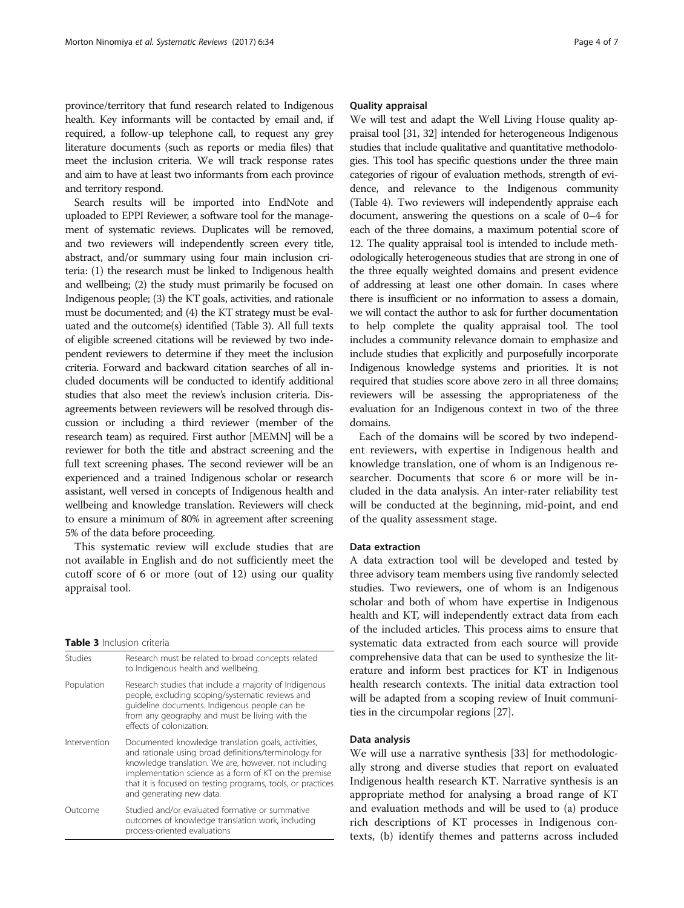province/territory that fund research related to Indigenous health. Key informants will be contacted by email and, if required, a follow-up telephone call, to request any grey literature documents (such as reports or media files) that meet the inclusion criteria. We will track response rates and aim to have at least two informants from each province and territory respond.

Search results will be imported into EndNote and uploaded to EPPI Reviewer, a software tool for the management of systematic reviews. Duplicates will be removed, and two reviewers will independently screen every title, abstract, and/or summary using four main inclusion criteria: (1) the research must be linked to Indigenous health and wellbeing; (2) the study must primarily be focused on Indigenous people; (3) the KT goals, activities, and rationale must be documented; and (4) the KT strategy must be evaluated and the outcome(s) identified (Table 3). All full texts of eligible screened citations will be reviewed by two independent reviewers to determine if they meet the inclusion criteria. Forward and backward citation searches of all included documents will be conducted to identify additional studies that also meet the review's inclusion criteria. Disagreements between reviewers will be resolved through discussion or including a third reviewer (member of the research team) as required. First author [MEMN] will be a reviewer for both the title and abstract screening and the full text screening phases. The second reviewer will be an experienced and a trained Indigenous scholar or research assistant, well versed in concepts of Indigenous health and wellbeing and knowledge translation. Reviewers will check to ensure a minimum of 80% in agreement after screening 5% of the data before proceeding.

This systematic review will exclude studies that are not available in English and do not sufficiently meet the cutoff score of 6 or more (out of 12) using our quality appraisal tool.

**Table 3** Inclusion criteria

| | |
|---|---|
| Studies | Research must be related to broad concepts related to Indigenous health and wellbeing. |
| Population | Research studies that include a majority of Indigenous people, excluding scoping/systematic reviews and guideline documents. Indigenous people can be from any geography and must be living with the effects of colonization. |
| Intervention | Documented knowledge translation goals, activities, and rationale using broad definitions/terminology for knowledge translation. We are, however, not including implementation science as a form of KT on the premise that it is focused on testing programs, tools, or practices and generating new data. |
| Outcome | Studied and/or evaluated formative or summative outcomes of knowledge translation work, including process-oriented evaluations |

### Quality appraisal

We will test and adapt the Well Living House quality appraisal tool [31, 32] intended for heterogeneous Indigenous studies that include qualitative and quantitative methodologies. This tool has specific questions under the three main categories of rigour of evaluation methods, strength of evidence, and relevance to the Indigenous community (Table 4). Two reviewers will independently appraise each document, answering the questions on a scale of 0–4 for each of the three domains, a maximum potential score of 12. The quality appraisal tool is intended to include methodologically heterogeneous studies that are strong in one of the three equally weighted domains and present evidence of addressing at least one other domain. In cases where there is insufficient or no information to assess a domain, we will contact the author to ask for further documentation to help complete the quality appraisal tool. The tool includes a community relevance domain to emphasize and include studies that explicitly and purposefully incorporate Indigenous knowledge systems and priorities. It is not required that studies score above zero in all three domains; reviewers will be assessing the appropriateness of the evaluation for an Indigenous context in two of the three domains.

Each of the domains will be scored by two independent reviewers, with expertise in Indigenous health and knowledge translation, one of whom is an Indigenous researcher. Documents that score 6 or more will be included in the data analysis. An inter-rater reliability test will be conducted at the beginning, mid-point, and end of the quality assessment stage.

### Data extraction

A data extraction tool will be developed and tested by three advisory team members using five randomly selected studies. Two reviewers, one of whom is an Indigenous scholar and both of whom have expertise in Indigenous health and KT, will independently extract data from each of the included articles. This process aims to ensure that systematic data extracted from each source will provide comprehensive data that can be used to synthesize the literature and inform best practices for KT in Indigenous health research contexts. The initial data extraction tool will be adapted from a scoping review of Inuit communities in the circumpolar regions [27].

### Data analysis

We will use a narrative synthesis [33] for methodologically strong and diverse studies that report on evaluated Indigenous health research KT. Narrative synthesis is an appropriate method for analysing a broad range of KT and evaluation methods and will be used to (a) produce rich descriptions of KT processes in Indigenous contexts, (b) identify themes and patterns across included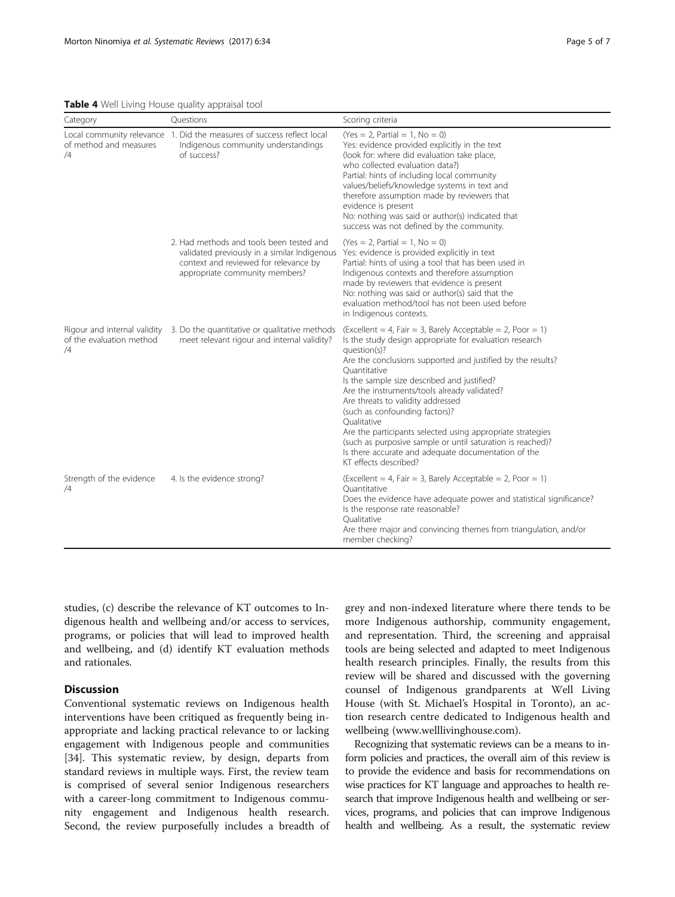**Table 4** Well Living House quality appraisal tool

| Category | Questions | Scoring criteria |
|---|---|---|
| Local community relevance of method and measures /4 | 1. Did the measures of success reflect local Indigenous community understandings of success? | (Yes = 2, Partial = 1, No = 0)<br>Yes: evidence provided explicitly in the text (look for: where did evaluation take place, who collected evaluation data?)<br>Partial: hints of including local community values/beliefs/knowledge systems in text and therefore assumption made by reviewers that evidence is present<br>No: nothing was said or author(s) indicated that success was not defined by the community. |
| | 2. Had methods and tools been tested and validated previously in a similar Indigenous context and reviewed for relevance by appropriate community members? | (Yes = 2, Partial = 1, No = 0)<br>Yes: evidence is provided explicitly in text<br>Partial: hints of using a tool that has been used in Indigenous contexts and therefore assumption made by reviewers that evidence is present<br>No: nothing was said or author(s) said that the evaluation method/tool has not been used before in Indigenous contexts. |
| Rigour and internal validity of the evaluation method /4 | 3. Do the quantitative or qualitative methods meet relevant rigour and internal validity? | (Excellent = 4, Fair = 3, Barely Acceptable = 2, Poor = 1)<br>Is the study design appropriate for evaluation research question(s)?<br>Are the conclusions supported and justified by the results?<br>Quantitative<br>Is the sample size described and justified?<br>Are the instruments/tools already validated?<br>Are threats to validity addressed (such as confounding factors)?<br>Qualitative<br>Are the participants selected using appropriate strategies (such as purposive sample or until saturation is reached)?<br>Is there accurate and adequate documentation of the KT effects described? |
| Strength of the evidence /4 | 4. Is the evidence strong? | (Excellent = 4, Fair = 3, Barely Acceptable = 2, Poor = 1)<br>Quantitative<br>Does the evidence have adequate power and statistical significance?<br>Is the response rate reasonable?<br>Qualitative<br>Are there major and convincing themes from triangulation, and/or member checking? |

studies, (c) describe the relevance of KT outcomes to Indigenous health and wellbeing and/or access to services, programs, or policies that will lead to improved health and wellbeing, and (d) identify KT evaluation methods and rationales.

## Discussion

Conventional systematic reviews on Indigenous health interventions have been critiqued as frequently being inappropriate and lacking practical relevance to or lacking engagement with Indigenous people and communities [34]. This systematic review, by design, departs from standard reviews in multiple ways. First, the review team is comprised of several senior Indigenous researchers with a career-long commitment to Indigenous community engagement and Indigenous health research. Second, the review purposefully includes a breadth of grey and non-indexed literature where there tends to be more Indigenous authorship, community engagement, and representation. Third, the screening and appraisal tools are being selected and adapted to meet Indigenous health research principles. Finally, the results from this review will be shared and discussed with the governing counsel of Indigenous grandparents at Well Living House (with St. Michael's Hospital in Toronto), an action research centre dedicated to Indigenous health and wellbeing (www.welllivinghouse.com).

Recognizing that systematic reviews can be a means to inform policies and practices, the overall aim of this review is to provide the evidence and basis for recommendations on wise practices for KT language and approaches to health research that improve Indigenous health and wellbeing or services, programs, and policies that can improve Indigenous health and wellbeing. As a result, the systematic review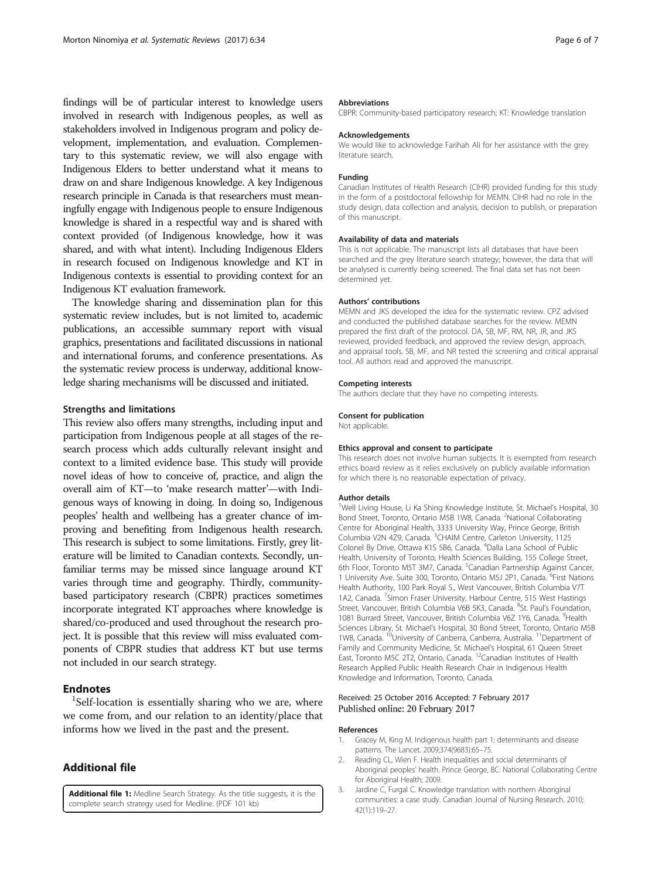findings will be of particular interest to knowledge users involved in research with Indigenous peoples, as well as stakeholders involved in Indigenous program and policy development, implementation, and evaluation. Complementary to this systematic review, we will also engage with Indigenous Elders to better understand what it means to draw on and share Indigenous knowledge. A key Indigenous research principle in Canada is that researchers must meaningfully engage with Indigenous people to ensure Indigenous knowledge is shared in a respectful way and is shared with context provided (of Indigenous knowledge, how it was shared, and with what intent). Including Indigenous Elders in research focused on Indigenous knowledge and KT in Indigenous contexts is essential to providing context for an Indigenous KT evaluation framework.

The knowledge sharing and dissemination plan for this systematic review includes, but is not limited to, academic publications, an accessible summary report with visual graphics, presentations and facilitated discussions in national and international forums, and conference presentations. As the systematic review process is underway, additional knowledge sharing mechanisms will be discussed and initiated.

### Strengths and limitations

This review also offers many strengths, including input and participation from Indigenous people at all stages of the research process which adds culturally relevant insight and context to a limited evidence base. This study will provide novel ideas of how to conceive of, practice, and align the overall aim of KT—to 'make research matter'—with Indigenous ways of knowing in doing. In doing so, Indigenous peoples' health and wellbeing has a greater chance of improving and benefiting from Indigenous health research. This research is subject to some limitations. Firstly, grey literature will be limited to Canadian contexts. Secondly, unfamiliar terms may be missed since language around KT varies through time and geography. Thirdly, community-based participatory research (CBPR) practices sometimes incorporate integrated KT approaches where knowledge is shared/co-produced and used throughout the research project. It is possible that this review will miss evaluated components of CBPR studies that address KT but use terms not included in our search strategy.

## Endnotes

[1]Self-location is essentially sharing who we are, where we come from, and our relation to an identity/place that informs how we lived in the past and the present.

## Additional file

**Additional file 1:** Medline Search Strategy. As the title suggests, it is the complete search strategy used for Medline. (PDF 101 kb)

#### Abbreviations

CBPR: Community-based participatory research; KT: Knowledge translation

#### Acknowledgements

We would like to acknowledge Farihah Ali for her assistance with the grey literature search.

#### Funding

Canadian Institutes of Health Research (CIHR) provided funding for this study in the form of a postdoctoral fellowship for MEMN. CIHR had no role in the study design, data collection and analysis, decision to publish, or preparation of this manuscript.

#### Availability of data and materials

This is not applicable. The manuscript lists all databases that have been searched and the grey literature search strategy; however, the data that will be analysed is currently being screened. The final data set has not been determined yet.

#### Authors' contributions

MEMN and JKS developed the idea for the systematic review. CPZ advised and conducted the published database searches for the review. MEMN prepared the first draft of the protocol. DA, SB, MF, RM, NR, JR, and JKS reviewed, provided feedback, and approved the review design, approach, and appraisal tools. SB, MF, and NR tested the screening and critical appraisal tool. All authors read and approved the manuscript.

#### Competing interests

The authors declare that they have no competing interests.

#### Consent for publication

Not applicable.

#### Ethics approval and consent to participate

This research does not involve human subjects. It is exempted from research ethics board review as it relies exclusively on publicly available information for which there is no reasonable expectation of privacy.

#### Author details

[1]Well Living House, Li Ka Shing Knowledge Institute, St. Michael's Hospital, 30 Bond Street, Toronto, Ontario M5B 1W8, Canada. [2]National Collaborating Centre for Aboriginal Health, 3333 University Way, Prince George, British Columbia V2N 4Z9, Canada. [3]CHAIM Centre, Carleton University, 1125 Colonel By Drive, Ottawa K1S 5B6, Canada. [4]Dalla Lana School of Public Health, University of Toronto, Health Sciences Building, 155 College Street, 6th Floor, Toronto M5T 3M7, Canada. [5]Canadian Partnership Against Cancer, 1 University Ave. Suite 300, Toronto, Ontario M5J 2P1, Canada. [6]First Nations Health Authority, 100 Park Royal S., West Vancouver, British Columbia V7T 1A2, Canada. [7]Simon Fraser University, Harbour Centre, 515 West Hastings Street, Vancouver, British Columbia V6B 5K3, Canada. [8]St. Paul's Foundation, 1081 Burrard Street, Vancouver, British Columbia V6Z 1Y6, Canada. [9]Health Sciences Library, St. Michael's Hospital, 30 Bond Street, Toronto, Ontario M5B 1W8, Canada. [10]University of Canberra, Canberra, Australia. [11]Department of Family and Community Medicine, St. Michael's Hospital, 61 Queen Street East, Toronto M5C 2T2, Ontario, Canada. [12]Canadian Institutes of Health Research Applied Public Health Research Chair in Indigenous Health Knowledge and Information, Toronto, Canada.

Received: 25 October 2016 Accepted: 7 February 2017
Published online: 20 February 2017

#### References

1. Gracey M, King M. Indigenous health part 1: determinants and disease patterns. The Lancet. 2009;374(9683):65–75.
2. Reading CL, Wien F. Health inequalities and social determinants of Aboriginal peoples' health. Prince George, BC: National Collaborating Centre for Aboriginal Health; 2009.
3. Jardine C, Furgal C. Knowledge translation with northern Aboriginal communities: a case study. Canadian Journal of Nursing Research. 2010; 42(1):119–27.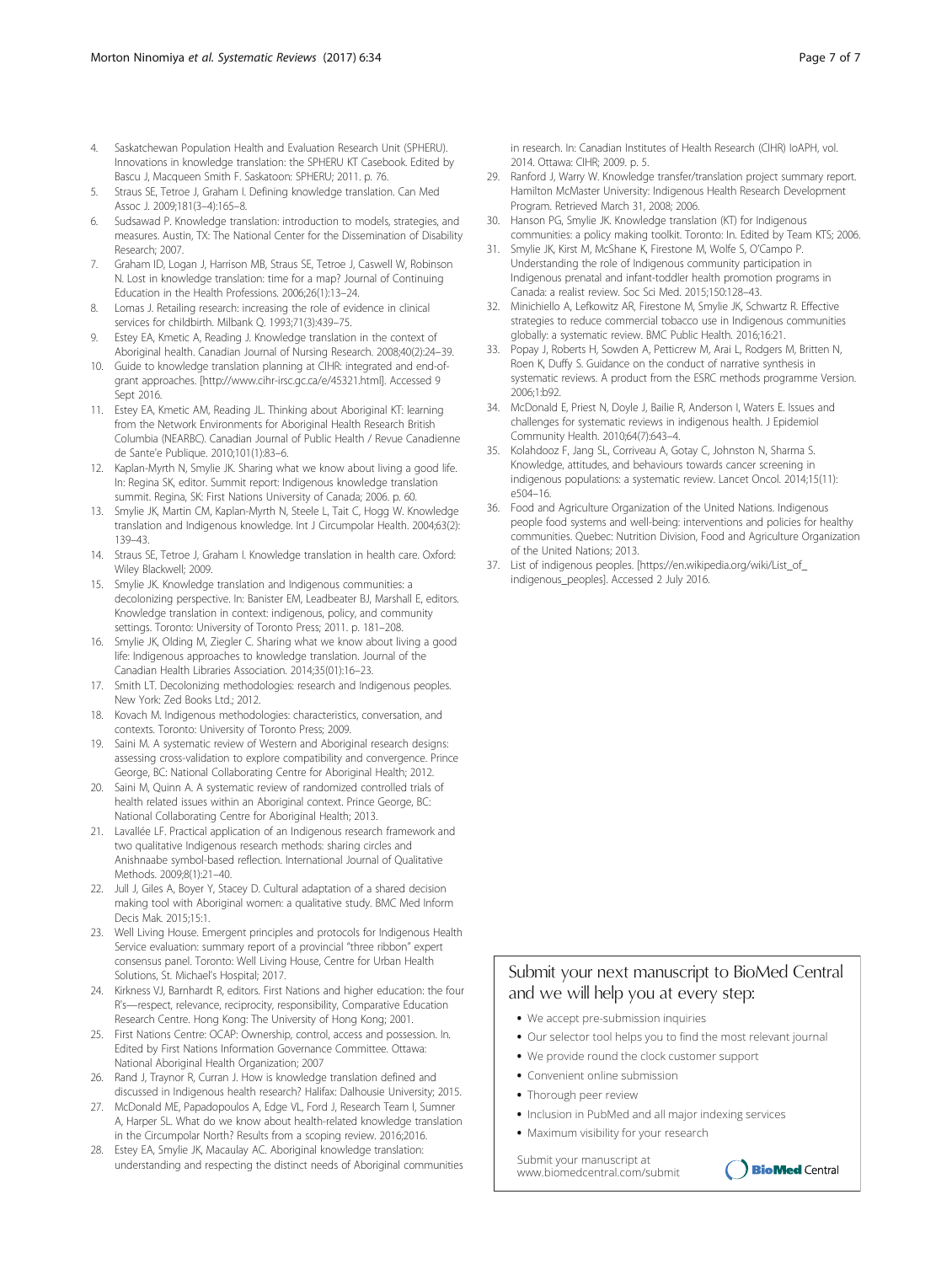4. Saskatchewan Population Health and Evaluation Research Unit (SPHERU). Innovations in knowledge translation: the SPHERU KT Casebook. Edited by Bascu J, Macqueen Smith F. Saskatoon: SPHERU; 2011. p. 76.
5. Straus SE, Tetroe J, Graham I. Defining knowledge translation. Can Med Assoc J. 2009;181(3–4):165–8.
6. Sudsawad P. Knowledge translation: introduction to models, strategies, and measures. Austin, TX: The National Center for the Dissemination of Disability Research; 2007.
7. Graham ID, Logan J, Harrison MB, Straus SE, Tetroe J, Caswell W, Robinson N. Lost in knowledge translation: time for a map? Journal of Continuing Education in the Health Professions. 2006;26(1):13–24.
8. Lomas J. Retailing research: increasing the role of evidence in clinical services for childbirth. Milbank Q. 1993;71(3):439–75.
9. Estey EA, Kmetic A, Reading J. Knowledge translation in the context of Aboriginal health. Canadian Journal of Nursing Research. 2008;40(2):24–39.
10. Guide to knowledge translation planning at CIHR: integrated and end-of-grant approaches. [http://www.cihr-irsc.gc.ca/e/45321.html]. Accessed 9 Sept 2016.
11. Estey EA, Kmetic AM, Reading JL. Thinking about Aboriginal KT: learning from the Network Environments for Aboriginal Health Research British Columbia (NEARBC). Canadian Journal of Public Health / Revue Canadienne de Sante'e Publique. 2010;101(1):83–6.
12. Kaplan-Myrth N, Smylie JK. Sharing what we know about living a good life. In: Regina SK, editor. Summit report: Indigenous knowledge translation summit. Regina, SK: First Nations University of Canada; 2006. p. 60.
13. Smylie JK, Martin CM, Kaplan-Myrth N, Steele L, Tait C, Hogg W. Knowledge translation and Indigenous knowledge. Int J Circumpolar Health. 2004;63(2): 139–43.
14. Straus SE, Tetroe J, Graham I. Knowledge translation in health care. Oxford: Wiley Blackwell; 2009.
15. Smylie JK. Knowledge translation and Indigenous communities: a decolonizing perspective. In: Banister EM, Leadbeater BJ, Marshall E, editors. Knowledge translation in context: indigenous, policy, and community settings. Toronto: University of Toronto Press; 2011. p. 181–208.
16. Smylie JK, Olding M, Ziegler C. Sharing what we know about living a good life: Indigenous approaches to knowledge translation. Journal of the Canadian Health Libraries Association. 2014;35(01):16–23.
17. Smith LT. Decolonizing methodologies: research and Indigenous peoples. New York: Zed Books Ltd.; 2012.
18. Kovach M. Indigenous methodologies: characteristics, conversation, and contexts. Toronto: University of Toronto Press; 2009.
19. Saini M. A systematic review of Western and Aboriginal research designs: assessing cross-validation to explore compatibility and convergence. Prince George, BC: National Collaborating Centre for Aboriginal Health; 2012.
20. Saini M, Quinn A. A systematic review of randomized controlled trials of health related issues within an Aboriginal context. Prince George, BC: National Collaborating Centre for Aboriginal Health; 2013.
21. Lavallée LF. Practical application of an Indigenous research framework and two qualitative Indigenous research methods: sharing circles and Anishnaabe symbol-based reflection. International Journal of Qualitative Methods. 2009;8(1):21–40.
22. Jull J, Giles A, Boyer Y, Stacey D. Cultural adaptation of a shared decision making tool with Aboriginal women: a qualitative study. BMC Med Inform Decis Mak. 2015;15:1.
23. Well Living House. Emergent principles and protocols for Indigenous Health Service evaluation: summary report of a provincial "three ribbon" expert consensus panel. Toronto: Well Living House, Centre for Urban Health Solutions, St. Michael's Hospital; 2017.
24. Kirkness VJ, Barnhardt R, editors. First Nations and higher education: the four R's—respect, relevance, reciprocity, responsibility, Comparative Education Research Centre. Hong Kong: The University of Hong Kong; 2001.
25. First Nations Centre: OCAP: Ownership, control, access and possession. In. Edited by First Nations Information Governance Committee. Ottawa: National Aboriginal Health Organization; 2007
26. Rand J, Traynor R, Curran J. How is knowledge translation defined and discussed in Indigenous health research? Halifax: Dalhousie University; 2015.
27. McDonald ME, Papadopoulos A, Edge VL, Ford J, Research Team I, Sumner A, Harper SL. What do we know about health-related knowledge translation in the Circumpolar North? Results from a scoping review. 2016;2016.
28. Estey EA, Smylie JK, Macaulay AC. Aboriginal knowledge translation: understanding and respecting the distinct needs of Aboriginal communities in research. In: Canadian Institutes of Health Research (CIHR) IoAPH, vol. 2014. Ottawa: CIHR; 2009. p. 5.
29. Ranford J, Warry W. Knowledge transfer/translation project summary report. Hamilton McMaster University: Indigenous Health Research Development Program. Retrieved March 31, 2008; 2006.
30. Hanson PG, Smylie JK. Knowledge translation (KT) for Indigenous communities: a policy making toolkit. Toronto: In. Edited by Team KTS; 2006.
31. Smylie JK, Kirst M, McShane K, Firestone M, Wolfe S, O'Campo P. Understanding the role of Indigenous community participation in Indigenous prenatal and infant-toddler health promotion programs in Canada: a realist review. Soc Sci Med. 2015;150:128–43.
32. Minichiello A, Lefkowitz AR, Firestone M, Smylie JK, Schwartz R. Effective strategies to reduce commercial tobacco use in Indigenous communities globally: a systematic review. BMC Public Health. 2016;16:21.
33. Popay J, Roberts H, Sowden A, Petticrew M, Arai L, Rodgers M, Britten N, Roen K, Duffy S. Guidance on the conduct of narrative synthesis in systematic reviews. A product from the ESRC methods programme Version. 2006;1:b92.
34. McDonald E, Priest N, Doyle J, Bailie R, Anderson I, Waters E. Issues and challenges for systematic reviews in indigenous health. J Epidemiol Community Health. 2010;64(7):643–4.
35. Kolahdooz F, Jang SL, Corriveau A, Gotay C, Johnston N, Sharma S. Knowledge, attitudes, and behaviours towards cancer screening in indigenous populations: a systematic review. Lancet Oncol. 2014;15(11): e504–16.
36. Food and Agriculture Organization of the United Nations. Indigenous people food systems and well-being: interventions and policies for healthy communities. Quebec: Nutrition Division, Food and Agriculture Organization of the United Nations; 2013.
37. List of indigenous peoples. [https://en.wikipedia.org/wiki/List_of_indigenous_peoples]. Accessed 2 July 2016.

Submit your next manuscript to BioMed Central and we will help you at every step:

- We accept pre-submission inquiries
- Our selector tool helps you to find the most relevant journal
- We provide round the clock customer support
- Convenient online submission
- Thorough peer review
- Inclusion in PubMed and all major indexing services
- Maximum visibility for your research

Submit your manuscript at www.biomedcentral.com/submit